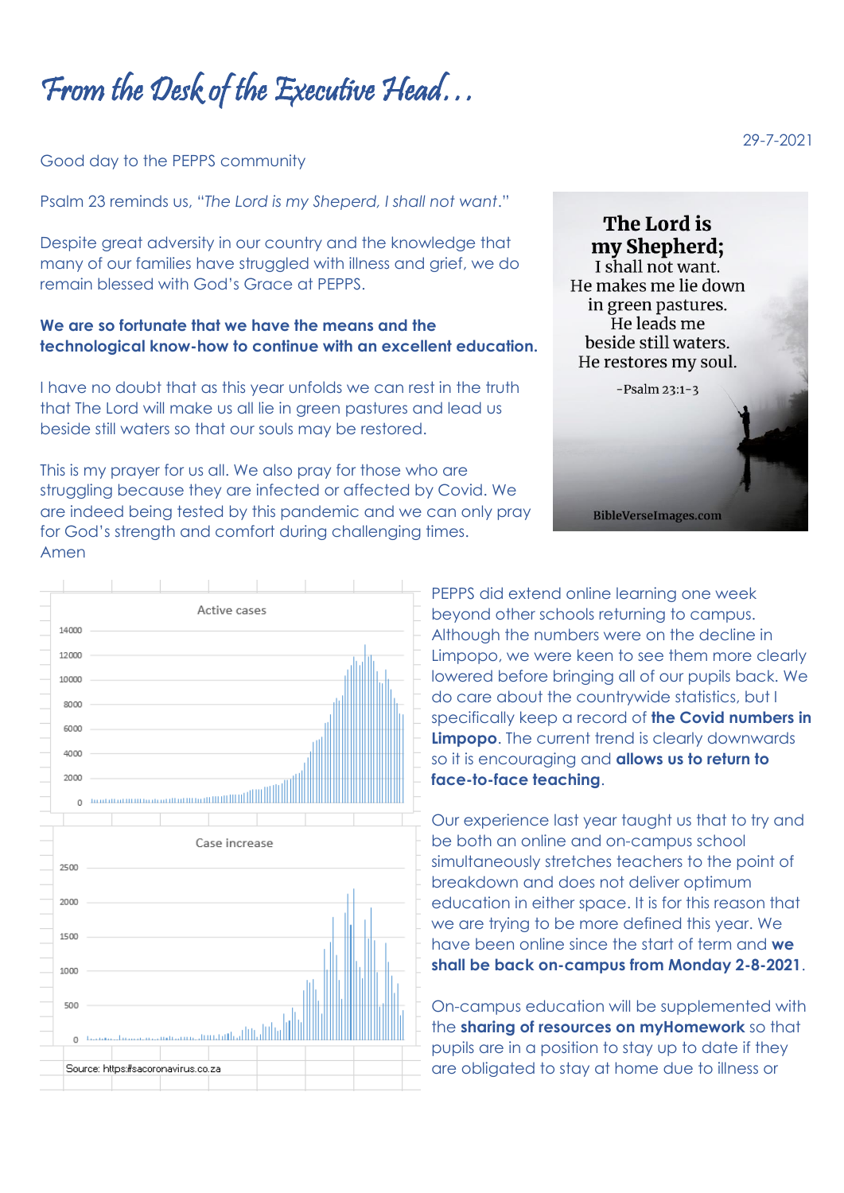# *From the Desk of the Executive Head…*

29-7-2021

Good day to the PEPPS community

Psalm 23 reminds us, "*The Lord is my Sheperd, I shall not want*."

Despite great adversity in our country and the knowledge that many of our families have struggled with illness and grief, we do remain blessed with God's Grace at PEPPS.

**We are so fortunate that we have the means and the technological know-how to continue with an excellent education.**

I have no doubt that as this year unfolds we can rest in the truth that The Lord will make us all lie in green pastures and lead us beside still waters so that our souls may be restored.

This is my prayer for us all. We also pray for those who are struggling because they are infected or affected by Covid. We are indeed being tested by this pandemic and we can only pray for God's strength and comfort during challenging times. Amen

**The Lord is my Shepherd;**
I shall not want.
He makes me lie down in green pastures.
He leads me beside still waters.
He restores my soul.

-Psalm 23:1-3

BibleVerseImages.com

Active cases

Case increase

Source: https://sacoronavirus.co.za

PEPPS did extend online learning one week beyond other schools returning to campus. Although the numbers were on the decline in Limpopo, we were keen to see them more clearly lowered before bringing all of our pupils back. We do care about the countrywide statistics, but I specifically keep a record of **the Covid numbers in Limpopo**. The current trend is clearly downwards so it is encouraging and **allows us to return to face-to-face teaching**.

Our experience last year taught us that to try and be both an online and on-campus school simultaneously stretches teachers to the point of breakdown and does not deliver optimum education in either space. It is for this reason that we are trying to be more defined this year. We have been online since the start of term and **we shall be back on-campus from Monday 2-8-2021**.

On-campus education will be supplemented with the **sharing of resources on myHomework** so that pupils are in a position to stay up to date if they are obligated to stay at home due to illness or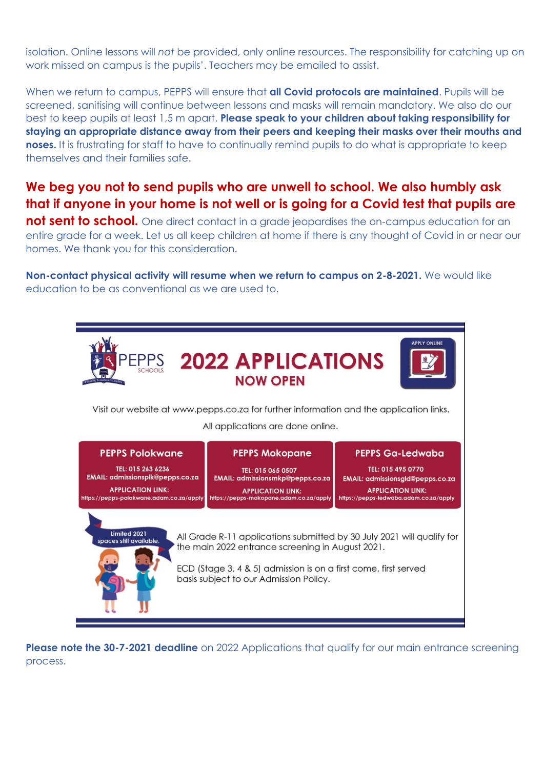isolation. Online lessons will *not* be provided, only online resources. The responsibility for catching up on work missed on campus is the pupils'. Teachers may be emailed to assist.

When we return to campus, PEPPS will ensure that **all Covid protocols are maintained**. Pupils will be screened, sanitising will continue between lessons and masks will remain mandatory. We also do our best to keep pupils at least 1,5 m apart. **Please speak to your children about taking responsibility for staying an appropriate distance away from their peers and keeping their masks over their mouths and noses.** It is frustrating for staff to have to continually remind pupils to do what is appropriate to keep themselves and their families safe.

**We beg you not to send pupils who are unwell to school. We also humbly ask that if anyone in your home is not well or is going for a Covid test that pupils are not sent to school.** One direct contact in a grade jeopardises the on-campus education for an entire grade for a week. Let us all keep children at home if there is any thought of Covid in or near our homes. We thank you for this consideration.

**Non-contact physical activity will resume when we return to campus on 2-8-2021.** We would like education to be as conventional as we are used to.

## PEPPS SCHOOLS 2022 APPLICATIONS NOW OPEN

APPLY ONLINE

Visit our website at www.pepps.co.za for further information and the application links.

All applications are done online.

| PEPPS Polokwane | PEPPS Mokopane | PEPPS Ga-Ledwaba |
|---|---|---|
| TEL: 015 263 6236 | TEL: 015 065 0507 | TEL: 015 495 0770 |
| EMAIL: admissionsplk@pepps.co.za | EMAIL: admissionsmkp@pepps.co.za | EMAIL: admissionsgld@pepps.co.za |
| APPLICATION LINK: https://pepps-polokwane.adam.co.za/apply | APPLICATION LINK: https://pepps-mokopane.adam.co.za/apply | APPLICATION LINK: https://pepps-ledwaba.adam.co.za/apply |

Limited 2021 spaces still available.

All Grade R-11 applications submitted by 30 July 2021 will qualify for the main 2022 entrance screening in August 2021.

ECD (Stage 3, 4 & 5) admission is on a first come, first served basis subject to our Admission Policy.

**Please note the 30-7-2021 deadline** on 2022 Applications that qualify for our main entrance screening process.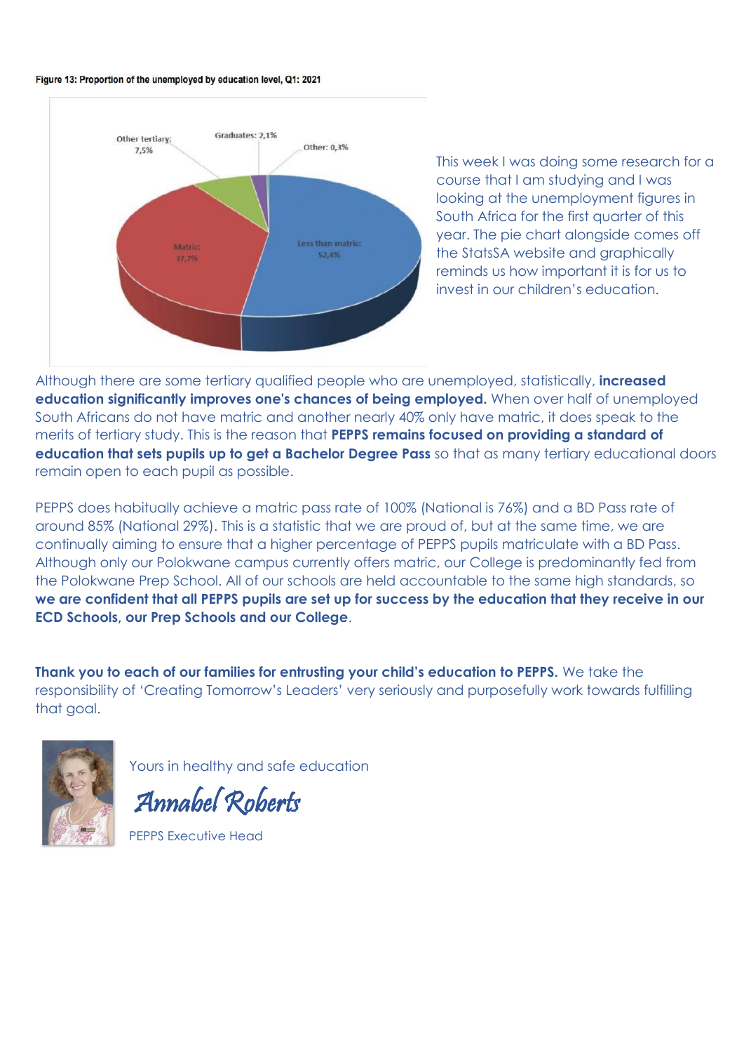**Figure 13: Proportion of the unemployed by education level, Q1: 2021**

Other tertiary: 7,5%

Graduates: 2,1%

Other: 0,3%

Matric: 37,7%

Less than matric: 52,4%

This week I was doing some research for a course that I am studying and I was looking at the unemployment figures in South Africa for the first quarter of this year. The pie chart alongside comes off the StatsSA website and graphically reminds us how important it is for us to invest in our children's education.

Although there are some tertiary qualified people who are unemployed, statistically, **increased education significantly improves one's chances of being employed.** When over half of unemployed South Africans do not have matric and another nearly 40% only have matric, it does speak to the merits of tertiary study. This is the reason that **PEPPS remains focused on providing a standard of education that sets pupils up to get a Bachelor Degree Pass** so that as many tertiary educational doors remain open to each pupil as possible.

PEPPS does habitually achieve a matric pass rate of 100% (National is 76%) and a BD Pass rate of around 85% (National 29%). This is a statistic that we are proud of, but at the same time, we are continually aiming to ensure that a higher percentage of PEPPS pupils matriculate with a BD Pass. Although only our Polokwane campus currently offers matric, our College is predominantly fed from the Polokwane Prep School. All of our schools are held accountable to the same high standards, so **we are confident that all PEPPS pupils are set up for success by the education that they receive in our ECD Schools, our Prep Schools and our College**.

**Thank you to each of our families for entrusting your child's education to PEPPS.** We take the responsibility of 'Creating Tomorrow's Leaders' very seriously and purposefully work towards fulfilling that goal.

Yours in healthy and safe education

*Annabel Roberts*

PEPPS Executive Head